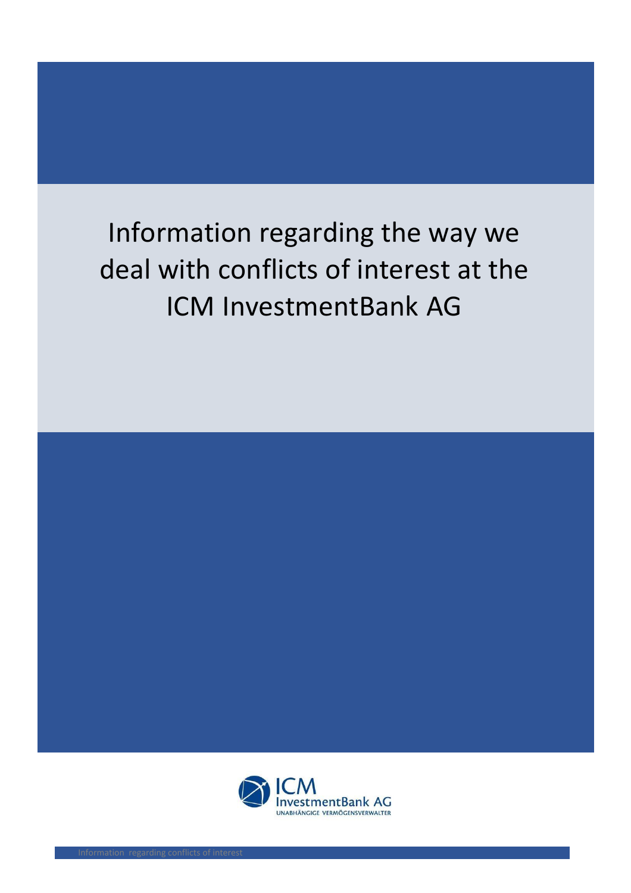# Information regarding the way we deal with conflicts of interest at the ICM InvestmentBank AG

ICM InvestmentBank AG
UNABHÄNGIGE VERMÖGENSVERWALTER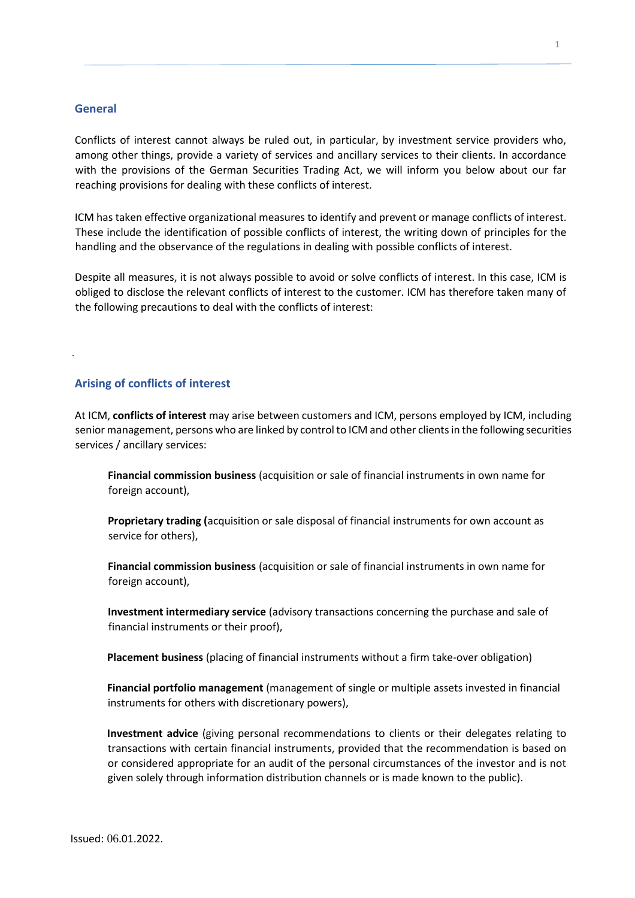## General

Conflicts of interest cannot always be ruled out, in particular, by investment service providers who, among other things, provide a variety of services and ancillary services to their clients. In accordance with the provisions of the German Securities Trading Act, we will inform you below about our far reaching provisions for dealing with these conflicts of interest.

ICM has taken effective organizational measures to identify and prevent or manage conflicts of interest. These include the identification of possible conflicts of interest, the writing down of principles for the handling and the observance of the regulations in dealing with possible conflicts of interest.

Despite all measures, it is not always possible to avoid or solve conflicts of interest. In this case, ICM is obliged to disclose the relevant conflicts of interest to the customer. ICM has therefore taken many of the following precautions to deal with the conflicts of interest:

.

## Arising of conflicts of interest

At ICM, **conflicts of interest** may arise between customers and ICM, persons employed by ICM, including senior management, persons who are linked by control to ICM and other clients in the following securities services / ancillary services:

**Financial commission business** (acquisition or sale of financial instruments in own name for foreign account),

**Proprietary trading (**acquisition or sale disposal of financial instruments for own account as service for others),

**Financial commission business** (acquisition or sale of financial instruments in own name for foreign account),

**Investment intermediary service** (advisory transactions concerning the purchase and sale of financial instruments or their proof),

**Placement business** (placing of financial instruments without a firm take-over obligation)

**Financial portfolio management** (management of single or multiple assets invested in financial instruments for others with discretionary powers),

**Investment advice** (giving personal recommendations to clients or their delegates relating to transactions with certain financial instruments, provided that the recommendation is based on or considered appropriate for an audit of the personal circumstances of the investor and is not given solely through information distribution channels or is made known to the public).

Issued: 06.01.2022.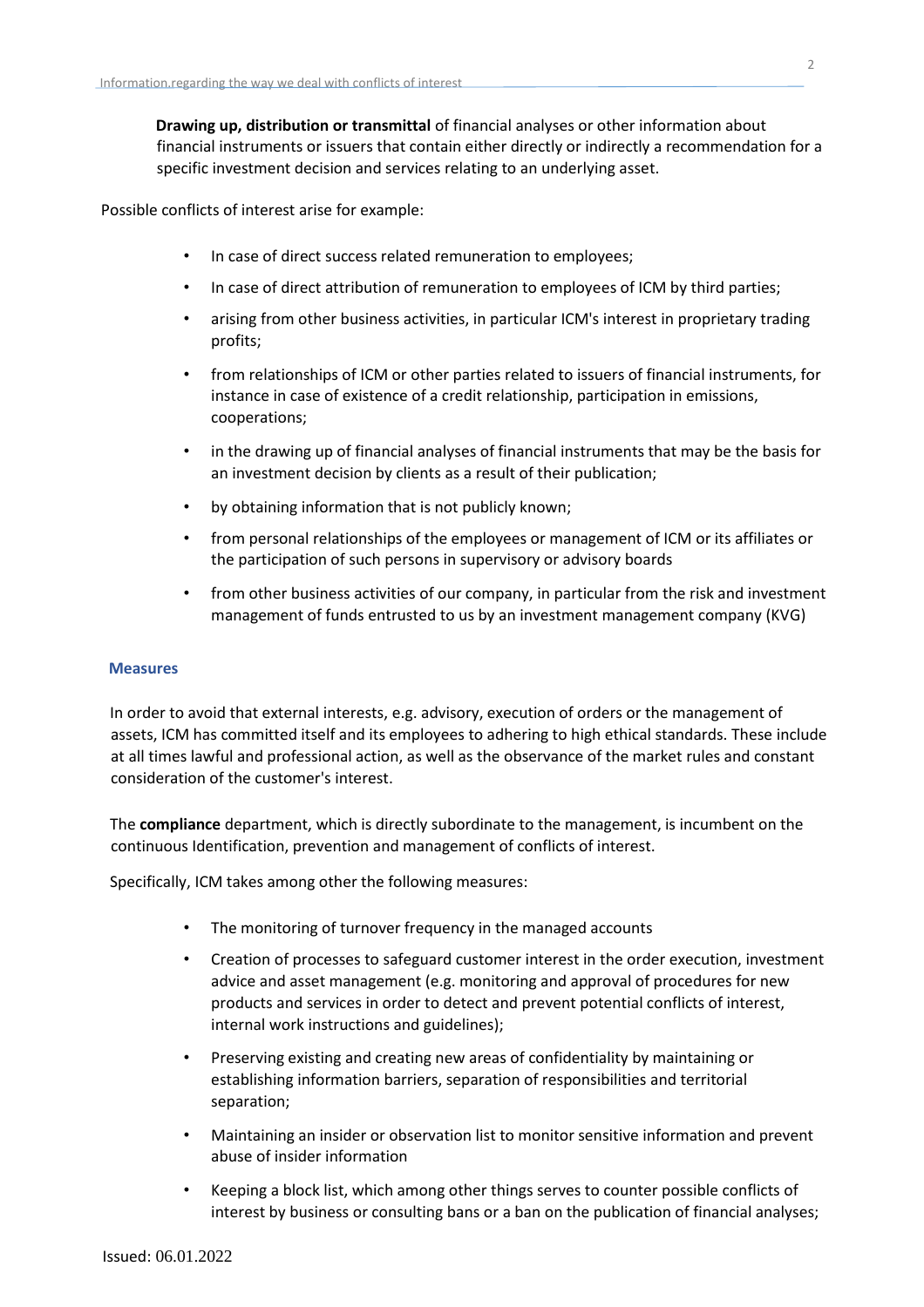**Drawing up, distribution or transmittal** of financial analyses or other information about financial instruments or issuers that contain either directly or indirectly a recommendation for a specific investment decision and services relating to an underlying asset.

Possible conflicts of interest arise for example:

- In case of direct success related remuneration to employees;
- In case of direct attribution of remuneration to employees of ICM by third parties;
- arising from other business activities, in particular ICM's interest in proprietary trading profits;
- from relationships of ICM or other parties related to issuers of financial instruments, for instance in case of existence of a credit relationship, participation in emissions, cooperations;
- in the drawing up of financial analyses of financial instruments that may be the basis for an investment decision by clients as a result of their publication;
- by obtaining information that is not publicly known;
- from personal relationships of the employees or management of ICM or its affiliates or the participation of such persons in supervisory or advisory boards
- from other business activities of our company, in particular from the risk and investment management of funds entrusted to us by an investment management company (KVG)

## Measures

In order to avoid that external interests, e.g. advisory, execution of orders or the management of assets, ICM has committed itself and its employees to adhering to high ethical standards. These include at all times lawful and professional action, as well as the observance of the market rules and constant consideration of the customer's interest.

The **compliance** department, which is directly subordinate to the management, is incumbent on the continuous Identification, prevention and management of conflicts of interest.

Specifically, ICM takes among other the following measures:

- The monitoring of turnover frequency in the managed accounts
- Creation of processes to safeguard customer interest in the order execution, investment advice and asset management (e.g. monitoring and approval of procedures for new products and services in order to detect and prevent potential conflicts of interest, internal work instructions and guidelines);
- Preserving existing and creating new areas of confidentiality by maintaining or establishing information barriers, separation of responsibilities and territorial separation;
- Maintaining an insider or observation list to monitor sensitive information and prevent abuse of insider information
- Keeping a block list, which among other things serves to counter possible conflicts of interest by business or consulting bans or a ban on the publication of financial analyses;

Issued: 06.01.2022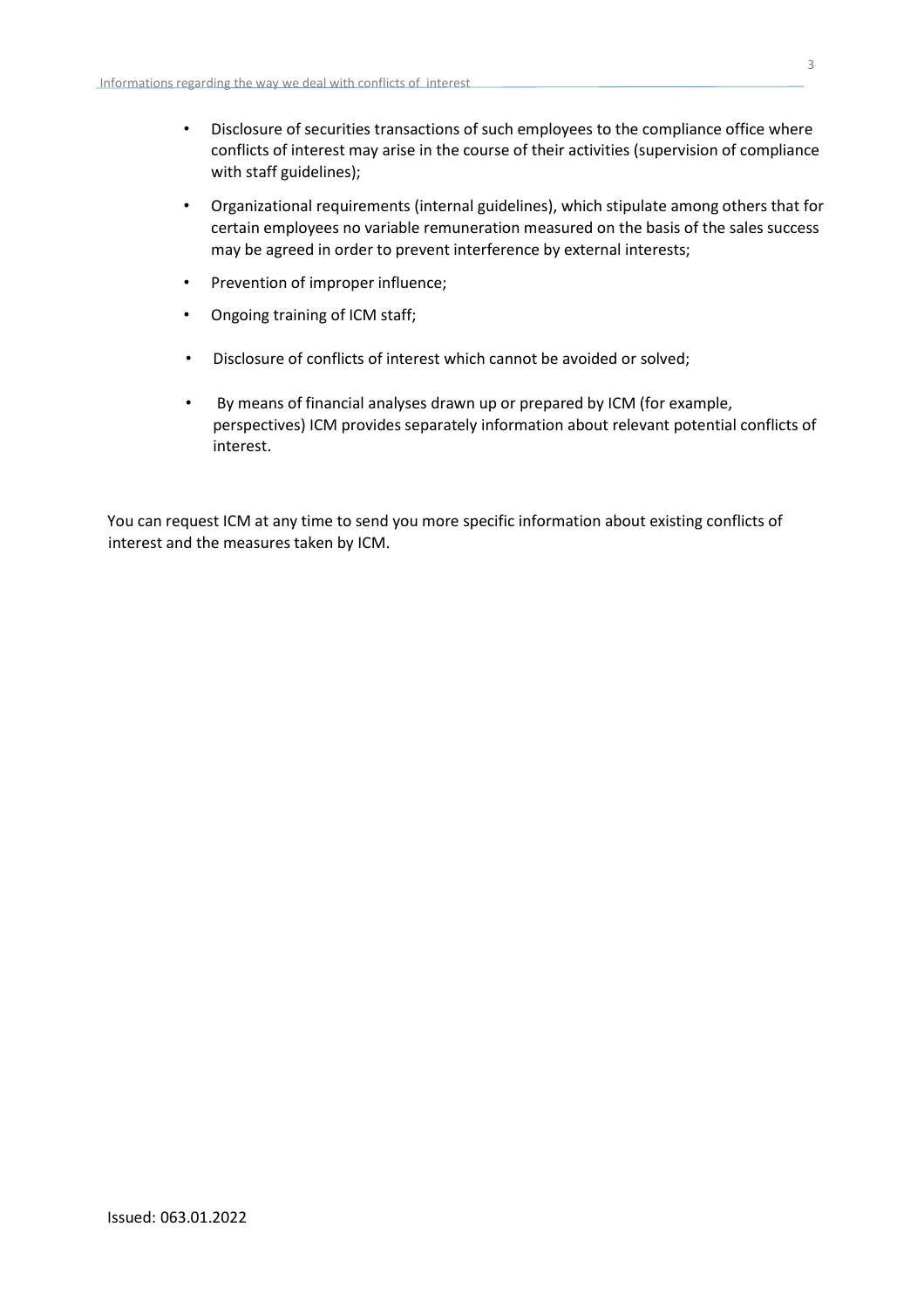- Disclosure of securities transactions of such employees to the compliance office where conflicts of interest may arise in the course of their activities (supervision of compliance with staff guidelines);
- Organizational requirements (internal guidelines), which stipulate among others that for certain employees no variable remuneration measured on the basis of the sales success may be agreed in order to prevent interference by external interests;
- Prevention of improper influence;
- Ongoing training of ICM staff;
- Disclosure of conflicts of interest which cannot be avoided or solved;
- By means of financial analyses drawn up or prepared by ICM (for example, perspectives) ICM provides separately information about relevant potential conflicts of interest.

You can request ICM at any time to send you more specific information about existing conflicts of interest and the measures taken by ICM.

Issued: 063.01.2022